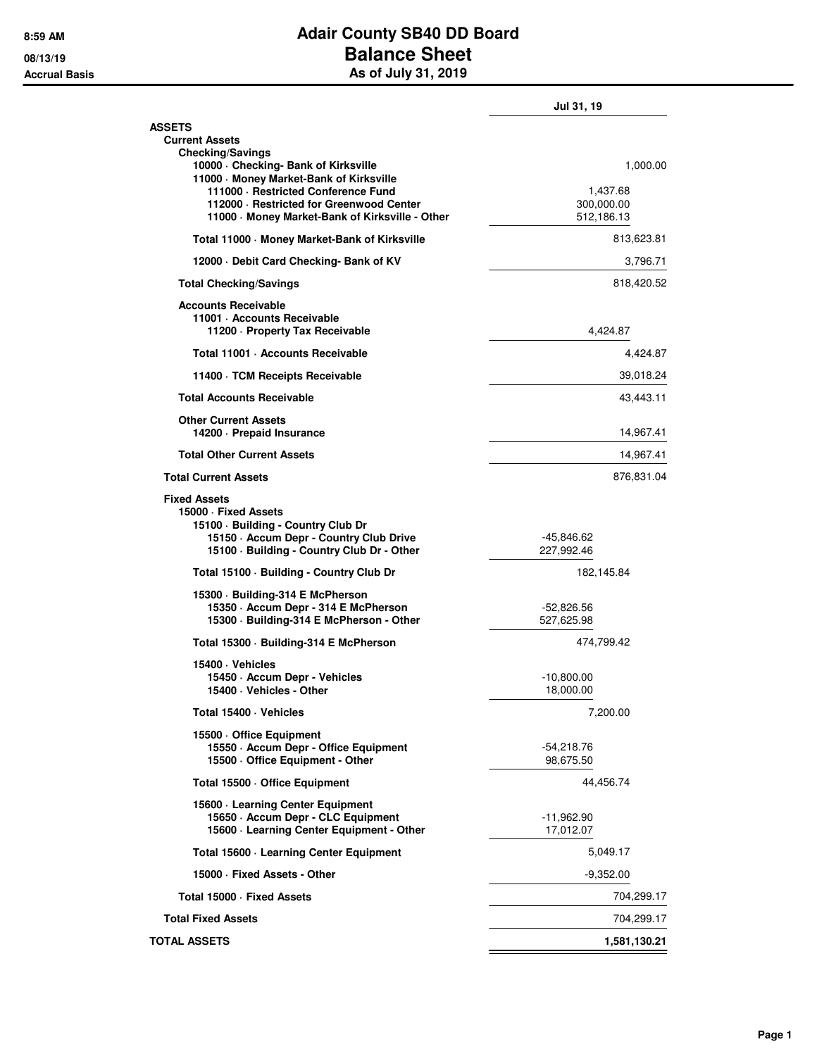8:59 AM
08/13/19
Accrual Basis

# Adair County SB40 DD Board
## Balance Sheet
### As of July 31, 2019

| | | Jul 31, 19 |
|---|---|---|
| **ASSETS** | | |
| **Current Assets** | | |
| **Checking/Savings** | | |
| **10000 · Checking- Bank of Kirksville** | | 1,000.00 |
| **11000 · Money Market-Bank of Kirksville** | | |
| **111000 · Restricted Conference Fund** | 1,437.68 | |
| **112000 · Restricted for Greenwood Center** | 300,000.00 | |
| **11000 · Money Market-Bank of Kirksville - Other** | 512,186.13 | |
| **Total 11000 · Money Market-Bank of Kirksville** | | 813,623.81 |
| **12000 · Debit Card Checking- Bank of KV** | | 3,796.71 |
| **Total Checking/Savings** | | 818,420.52 |
| **Accounts Receivable** | | |
| **11001 · Accounts Receivable** | | |
| **11200 · Property Tax Receivable** | 4,424.87 | |
| **Total 11001 · Accounts Receivable** | | 4,424.87 |
| **11400 · TCM Receipts Receivable** | | 39,018.24 |
| **Total Accounts Receivable** | | 43,443.11 |
| **Other Current Assets** | | |
| **14200 · Prepaid Insurance** | | 14,967.41 |
| **Total Other Current Assets** | | 14,967.41 |
| **Total Current Assets** | | 876,831.04 |
| **Fixed Assets** | | |
| **15000 · Fixed Assets** | | |
| **15100 · Building - Country Club Dr** | | |
| **15150 · Accum Depr - Country Club Drive** | -45,846.62 | |
| **15100 · Building - Country Club Dr - Other** | 227,992.46 | |
| **Total 15100 · Building - Country Club Dr** | 182,145.84 | |
| **15300 · Building-314 E McPherson** | | |
| **15350 · Accum Depr - 314 E McPherson** | -52,826.56 | |
| **15300 · Building-314 E McPherson - Other** | 527,625.98 | |
| **Total 15300 · Building-314 E McPherson** | 474,799.42 | |
| **15400 · Vehicles** | | |
| **15450 · Accum Depr - Vehicles** | -10,800.00 | |
| **15400 · Vehicles - Other** | 18,000.00 | |
| **Total 15400 · Vehicles** | 7,200.00 | |
| **15500 · Office Equipment** | | |
| **15550 · Accum Depr - Office Equipment** | -54,218.76 | |
| **15500 · Office Equipment - Other** | 98,675.50 | |
| **Total 15500 · Office Equipment** | 44,456.74 | |
| **15600 · Learning Center Equipment** | | |
| **15650 · Accum Depr - CLC Equipment** | -11,962.90 | |
| **15600 · Learning Center Equipment - Other** | 17,012.07 | |
| **Total 15600 · Learning Center Equipment** | 5,049.17 | |
| **15000 · Fixed Assets - Other** | -9,352.00 | |
| **Total 15000 · Fixed Assets** | | 704,299.17 |
| **Total Fixed Assets** | | 704,299.17 |
| **TOTAL ASSETS** | | **1,581,130.21** |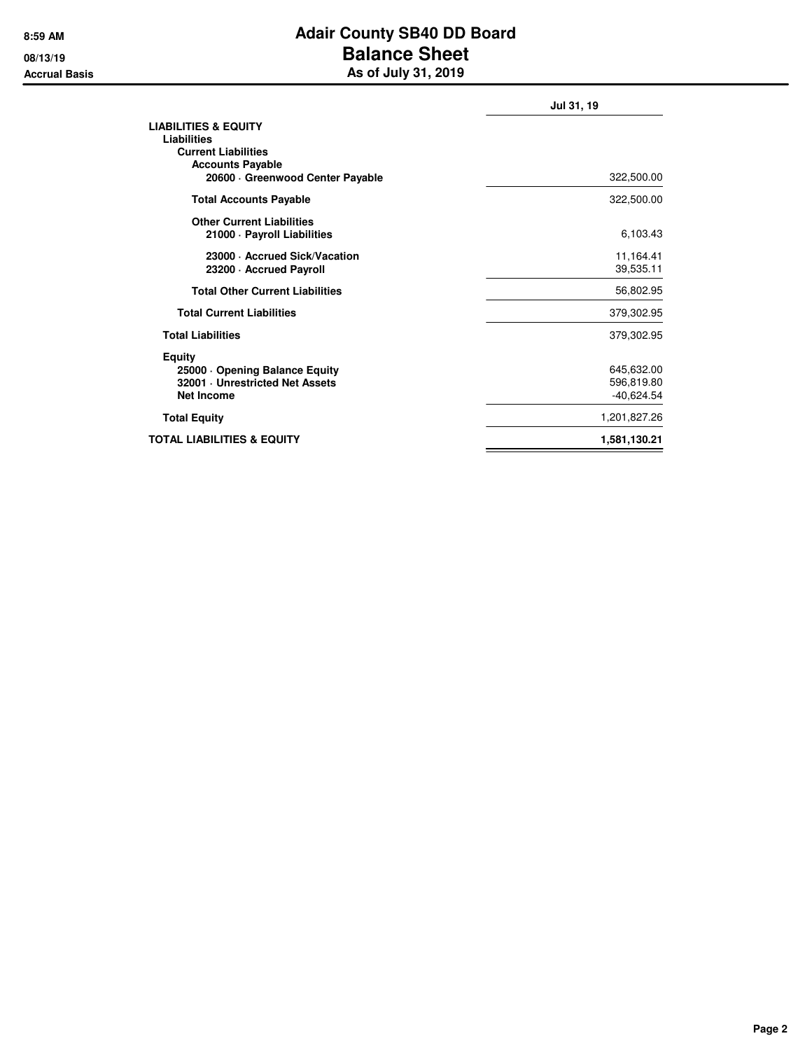# Adair County SB40 DD Board

## Balance Sheet

### As of July 31, 2019

8:59 AM
08/13/19
Accrual Basis

| | Jul 31, 19 |
|---|---|
| **LIABILITIES & EQUITY** | |
| **Liabilities** | |
| **Current Liabilities** | |
| **Accounts Payable** | |
| **20600 · Greenwood Center Payable** | 322,500.00 |
| **Total Accounts Payable** | 322,500.00 |
| **Other Current Liabilities** | |
| **21000 · Payroll Liabilities** | 6,103.43 |
| **23000 · Accrued Sick/Vacation** | 11,164.41 |
| **23200 · Accrued Payroll** | 39,535.11 |
| **Total Other Current Liabilities** | 56,802.95 |
| **Total Current Liabilities** | 379,302.95 |
| **Total Liabilities** | 379,302.95 |
| **Equity** | |
| **25000 · Opening Balance Equity** | 645,632.00 |
| **32001 · Unrestricted Net Assets** | 596,819.80 |
| **Net Income** | -40,624.54 |
| **Total Equity** | 1,201,827.26 |
| **TOTAL LIABILITIES & EQUITY** | **1,581,130.21** |